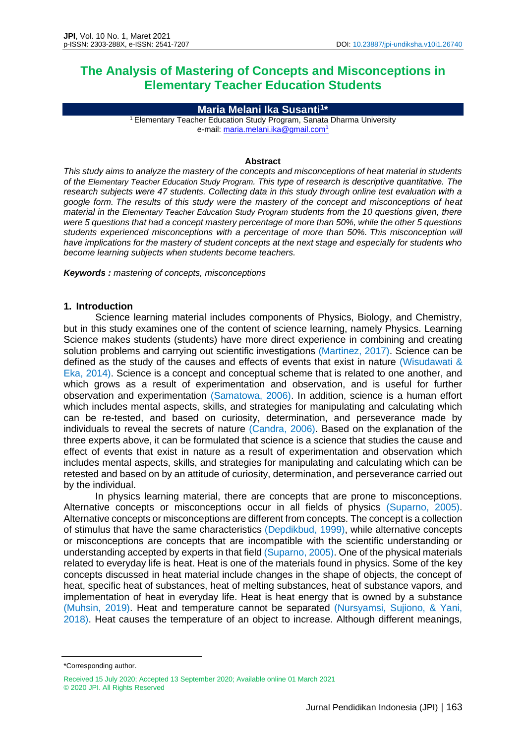# The Analysis of Mastering of Concepts and Misconceptions in Elementary Teacher Education Students

**Maria Melani Ika Susanti[1]***

[1] Elementary Teacher Education Study Program, Sanata Dharma University
e-mail: maria.melani.ika@gmail.com[1]

**Abstract**

*This study aims to analyze the mastery of the concepts and misconceptions of heat material in students of the Elementary Teacher Education Study Program. This type of research is descriptive quantitative. The research subjects were 47 students. Collecting data in this study through online test evaluation with a google form. The results of this study were the mastery of the concept and misconceptions of heat material in the Elementary Teacher Education Study Program students from the 10 questions given, there were 5 questions that had a concept mastery percentage of more than 50%, while the other 5 questions students experienced misconceptions with a percentage of more than 50%. This misconception will have implications for the mastery of student concepts at the next stage and especially for students who become learning subjects when students become teachers.*

***Keywords :*** *mastering of concepts, misconceptions*

## 1. Introduction

Science learning material includes components of Physics, Biology, and Chemistry, but in this study examines one of the content of science learning, namely Physics. Learning Science makes students (students) have more direct experience in combining and creating solution problems and carrying out scientific investigations (Martinez, 2017). Science can be defined as the study of the causes and effects of events that exist in nature (Wisudawati & Eka, 2014). Science is a concept and conceptual scheme that is related to one another, and which grows as a result of experimentation and observation, and is useful for further observation and experimentation (Samatowa, 2006). In addition, science is a human effort which includes mental aspects, skills, and strategies for manipulating and calculating which can be re-tested, and based on curiosity, determination, and perseverance made by individuals to reveal the secrets of nature (Candra, 2006). Based on the explanation of the three experts above, it can be formulated that science is a science that studies the cause and effect of events that exist in nature as a result of experimentation and observation which includes mental aspects, skills, and strategies for manipulating and calculating which can be retested and based on by an attitude of curiosity, determination, and perseverance carried out by the individual.

In physics learning material, there are concepts that are prone to misconceptions. Alternative concepts or misconceptions occur in all fields of physics (Suparno, 2005). Alternative concepts or misconceptions are different from concepts. The concept is a collection of stimulus that have the same characteristics (Depdikbud, 1999), while alternative concepts or misconceptions are concepts that are incompatible with the scientific understanding or understanding accepted by experts in that field (Suparno, 2005). One of the physical materials related to everyday life is heat. Heat is one of the materials found in physics. Some of the key concepts discussed in heat material include changes in the shape of objects, the concept of heat, specific heat of substances, heat of melting substances, heat of substance vapors, and implementation of heat in everyday life. Heat is heat energy that is owned by a substance (Muhsin, 2019). Heat and temperature cannot be separated (Nursyamsi, Sujiono, & Yani, 2018). Heat causes the temperature of an object to increase. Although different meanings,

*Corresponding author.

Received 15 July 2020; Accepted 13 September 2020; Available online 01 March 2021
© 2020 JPI. All Rights Reserved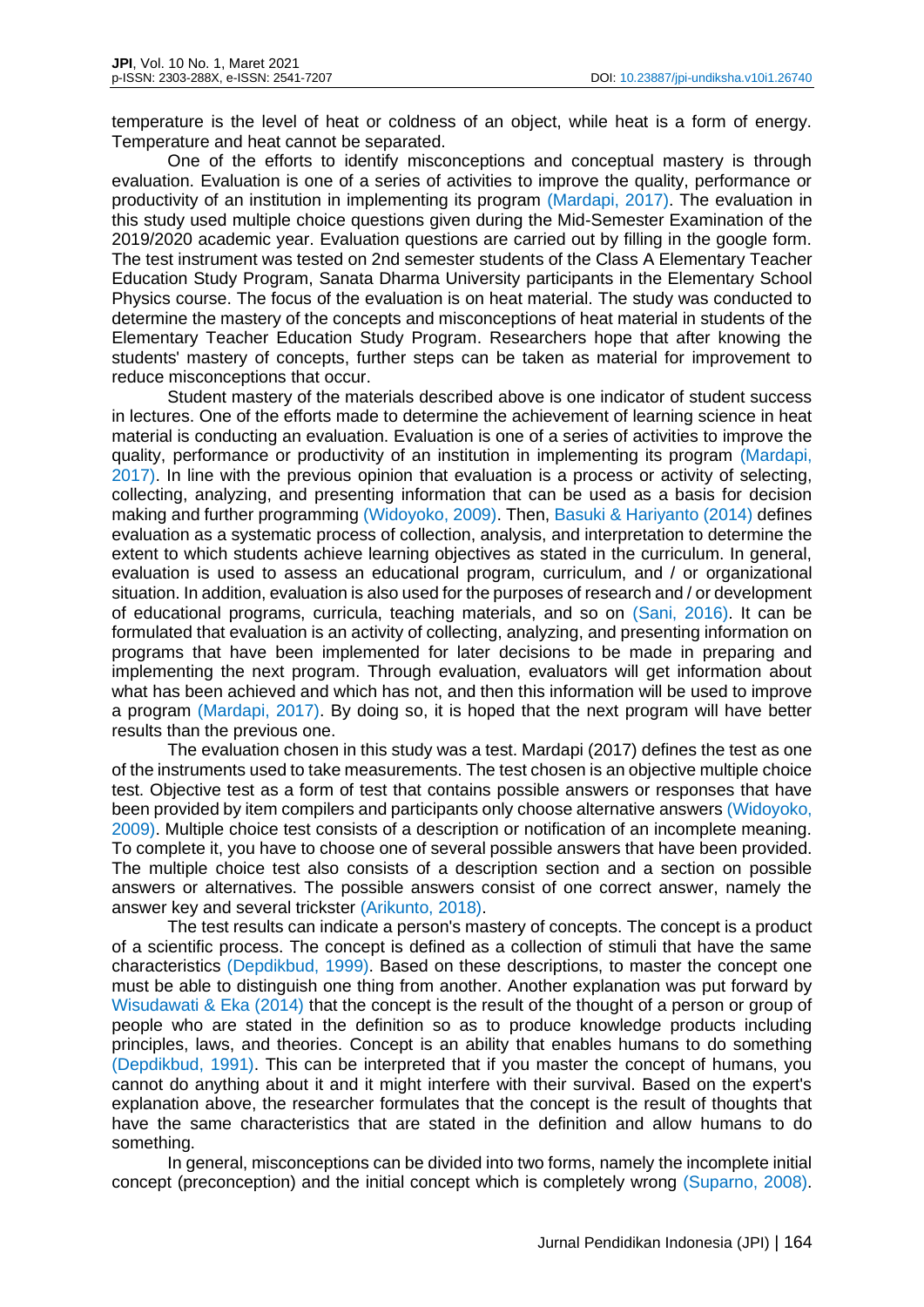temperature is the level of heat or coldness of an object, while heat is a form of energy. Temperature and heat cannot be separated.

One of the efforts to identify misconceptions and conceptual mastery is through evaluation. Evaluation is one of a series of activities to improve the quality, performance or productivity of an institution in implementing its program (Mardapi, 2017). The evaluation in this study used multiple choice questions given during the Mid-Semester Examination of the 2019/2020 academic year. Evaluation questions are carried out by filling in the google form. The test instrument was tested on 2nd semester students of the Class A Elementary Teacher Education Study Program, Sanata Dharma University participants in the Elementary School Physics course. The focus of the evaluation is on heat material. The study was conducted to determine the mastery of the concepts and misconceptions of heat material in students of the Elementary Teacher Education Study Program. Researchers hope that after knowing the students' mastery of concepts, further steps can be taken as material for improvement to reduce misconceptions that occur.

Student mastery of the materials described above is one indicator of student success in lectures. One of the efforts made to determine the achievement of learning science in heat material is conducting an evaluation. Evaluation is one of a series of activities to improve the quality, performance or productivity of an institution in implementing its program (Mardapi, 2017). In line with the previous opinion that evaluation is a process or activity of selecting, collecting, analyzing, and presenting information that can be used as a basis for decision making and further programming (Widoyoko, 2009). Then, Basuki & Hariyanto (2014) defines evaluation as a systematic process of collection, analysis, and interpretation to determine the extent to which students achieve learning objectives as stated in the curriculum. In general, evaluation is used to assess an educational program, curriculum, and / or organizational situation. In addition, evaluation is also used for the purposes of research and / or development of educational programs, curricula, teaching materials, and so on (Sani, 2016). It can be formulated that evaluation is an activity of collecting, analyzing, and presenting information on programs that have been implemented for later decisions to be made in preparing and implementing the next program. Through evaluation, evaluators will get information about what has been achieved and which has not, and then this information will be used to improve a program (Mardapi, 2017). By doing so, it is hoped that the next program will have better results than the previous one.

The evaluation chosen in this study was a test. Mardapi (2017) defines the test as one of the instruments used to take measurements. The test chosen is an objective multiple choice test. Objective test as a form of test that contains possible answers or responses that have been provided by item compilers and participants only choose alternative answers (Widoyoko, 2009). Multiple choice test consists of a description or notification of an incomplete meaning. To complete it, you have to choose one of several possible answers that have been provided. The multiple choice test also consists of a description section and a section on possible answers or alternatives. The possible answers consist of one correct answer, namely the answer key and several trickster (Arikunto, 2018).

The test results can indicate a person's mastery of concepts. The concept is a product of a scientific process. The concept is defined as a collection of stimuli that have the same characteristics (Depdikbud, 1999). Based on these descriptions, to master the concept one must be able to distinguish one thing from another. Another explanation was put forward by Wisudawati & Eka (2014) that the concept is the result of the thought of a person or group of people who are stated in the definition so as to produce knowledge products including principles, laws, and theories. Concept is an ability that enables humans to do something (Depdikbud, 1991). This can be interpreted that if you master the concept of humans, you cannot do anything about it and it might interfere with their survival. Based on the expert's explanation above, the researcher formulates that the concept is the result of thoughts that have the same characteristics that are stated in the definition and allow humans to do something.

In general, misconceptions can be divided into two forms, namely the incomplete initial concept (preconception) and the initial concept which is completely wrong (Suparno, 2008).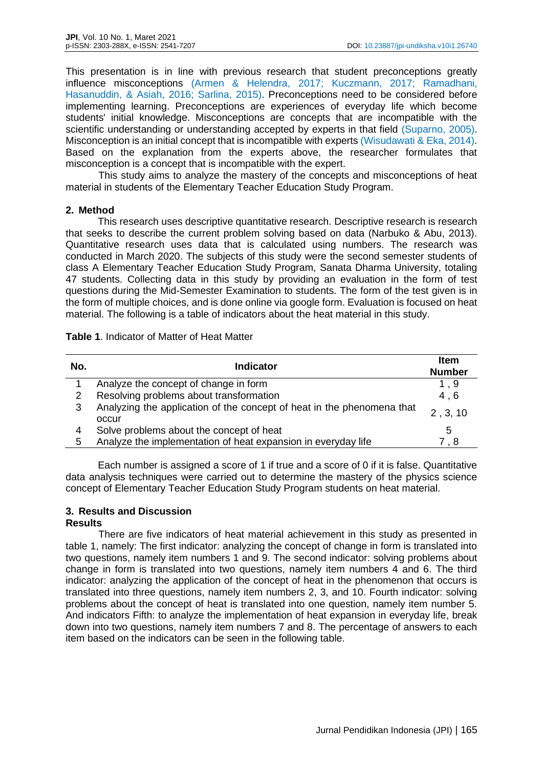This presentation is in line with previous research that student preconceptions greatly influence misconceptions (Armen & Helendra, 2017; Kuczmann, 2017; Ramadhani, Hasanuddin, & Asiah, 2016; Sarlina, 2015). Preconceptions need to be considered before implementing learning. Preconceptions are experiences of everyday life which become students' initial knowledge. Misconceptions are concepts that are incompatible with the scientific understanding or understanding accepted by experts in that field (Suparno, 2005). Misconception is an initial concept that is incompatible with experts (Wisudawati & Eka, 2014). Based on the explanation from the experts above, the researcher formulates that misconception is a concept that is incompatible with the expert.

This study aims to analyze the mastery of the concepts and misconceptions of heat material in students of the Elementary Teacher Education Study Program.

## 2. Method

This research uses descriptive quantitative research. Descriptive research is research that seeks to describe the current problem solving based on data (Narbuko & Abu, 2013). Quantitative research uses data that is calculated using numbers. The research was conducted in March 2020. The subjects of this study were the second semester students of class A Elementary Teacher Education Study Program, Sanata Dharma University, totaling 47 students. Collecting data in this study by providing an evaluation in the form of test questions during the Mid-Semester Examination to students. The form of the test given is in the form of multiple choices, and is done online via google form. Evaluation is focused on heat material. The following is a table of indicators about the heat material in this study.

**Table 1**. Indicator of Matter of Heat Matter

| No. | Indicator | Item Number |
|---|---|---|
| 1 | Analyze the concept of change in form | 1 , 9 |
| 2 | Resolving problems about transformation | 4 , 6 |
| 3 | Analyzing the application of the concept of heat in the phenomena that occur | 2 , 3, 10 |
| 4 | Solve problems about the concept of heat | 5 |
| 5 | Analyze the implementation of heat expansion in everyday life | 7 , 8 |

Each number is assigned a score of 1 if true and a score of 0 if it is false. Quantitative data analysis techniques were carried out to determine the mastery of the physics science concept of Elementary Teacher Education Study Program students on heat material.

## 3. Results and Discussion

### Results

There are five indicators of heat material achievement in this study as presented in table 1, namely: The first indicator: analyzing the concept of change in form is translated into two questions, namely item numbers 1 and 9. The second indicator: solving problems about change in form is translated into two questions, namely item numbers 4 and 6. The third indicator: analyzing the application of the concept of heat in the phenomenon that occurs is translated into three questions, namely item numbers 2, 3, and 10. Fourth indicator: solving problems about the concept of heat is translated into one question, namely item number 5. And indicators Fifth: to analyze the implementation of heat expansion in everyday life, break down into two questions, namely item numbers 7 and 8. The percentage of answers to each item based on the indicators can be seen in the following table.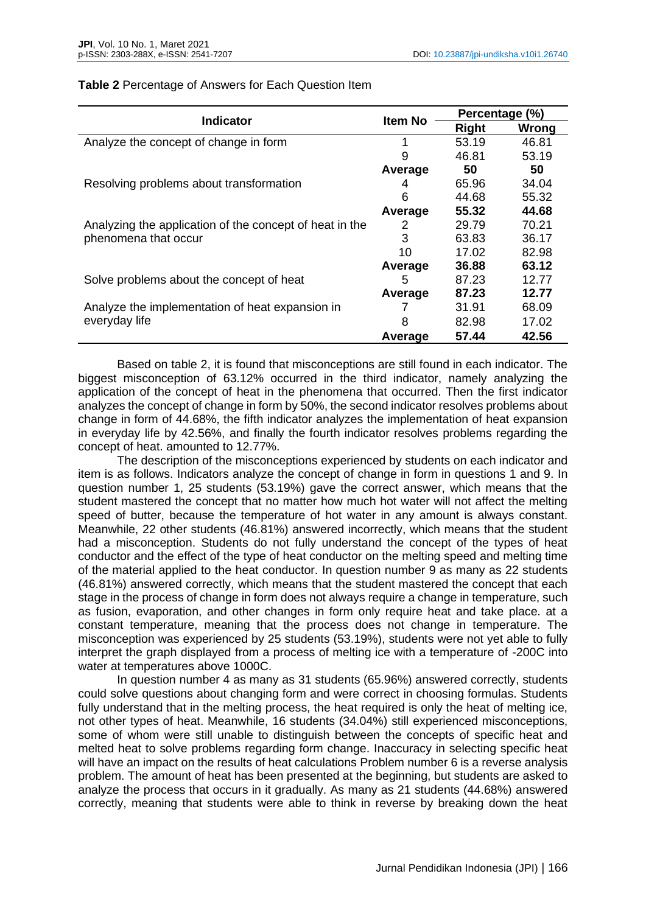**Table 2** Percentage of Answers for Each Question Item

| Indicator | Item No | Percentage (%) | |
|---|---|---|---|
| | | Right | Wrong |
| Analyze the concept of change in form | 1 | 53.19 | 46.81 |
| | 9 | 46.81 | 53.19 |
| | **Average** | **50** | **50** |
| Resolving problems about transformation | 4 | 65.96 | 34.04 |
| | 6 | 44.68 | 55.32 |
| | **Average** | **55.32** | **44.68** |
| Analyzing the application of the concept of heat in the phenomena that occur | 2 | 29.79 | 70.21 |
| | 3 | 63.83 | 36.17 |
| | 10 | 17.02 | 82.98 |
| | **Average** | **36.88** | **63.12** |
| Solve problems about the concept of heat | 5 | 87.23 | 12.77 |
| | **Average** | **87.23** | **12.77** |
| Analyze the implementation of heat expansion in everyday life | 7 | 31.91 | 68.09 |
| | 8 | 82.98 | 17.02 |
| | **Average** | **57.44** | **42.56** |

Based on table 2, it is found that misconceptions are still found in each indicator. The biggest misconception of 63.12% occurred in the third indicator, namely analyzing the application of the concept of heat in the phenomena that occurred. Then the first indicator analyzes the concept of change in form by 50%, the second indicator resolves problems about change in form of 44.68%, the fifth indicator analyzes the implementation of heat expansion in everyday life by 42.56%, and finally the fourth indicator resolves problems regarding the concept of heat. amounted to 12.77%.

The description of the misconceptions experienced by students on each indicator and item is as follows. Indicators analyze the concept of change in form in questions 1 and 9. In question number 1, 25 students (53.19%) gave the correct answer, which means that the student mastered the concept that no matter how much hot water will not affect the melting speed of butter, because the temperature of hot water in any amount is always constant. Meanwhile, 22 other students (46.81%) answered incorrectly, which means that the student had a misconception. Students do not fully understand the concept of the types of heat conductor and the effect of the type of heat conductor on the melting speed and melting time of the material applied to the heat conductor. In question number 9 as many as 22 students (46.81%) answered correctly, which means that the student mastered the concept that each stage in the process of change in form does not always require a change in temperature, such as fusion, evaporation, and other changes in form only require heat and take place. at a constant temperature, meaning that the process does not change in temperature. The misconception was experienced by 25 students (53.19%), students were not yet able to fully interpret the graph displayed from a process of melting ice with a temperature of -200C into water at temperatures above 1000C.

In question number 4 as many as 31 students (65.96%) answered correctly, students could solve questions about changing form and were correct in choosing formulas. Students fully understand that in the melting process, the heat required is only the heat of melting ice, not other types of heat. Meanwhile, 16 students (34.04%) still experienced misconceptions, some of whom were still unable to distinguish between the concepts of specific heat and melted heat to solve problems regarding form change. Inaccuracy in selecting specific heat will have an impact on the results of heat calculations Problem number 6 is a reverse analysis problem. The amount of heat has been presented at the beginning, but students are asked to analyze the process that occurs in it gradually. As many as 21 students (44.68%) answered correctly, meaning that students were able to think in reverse by breaking down the heat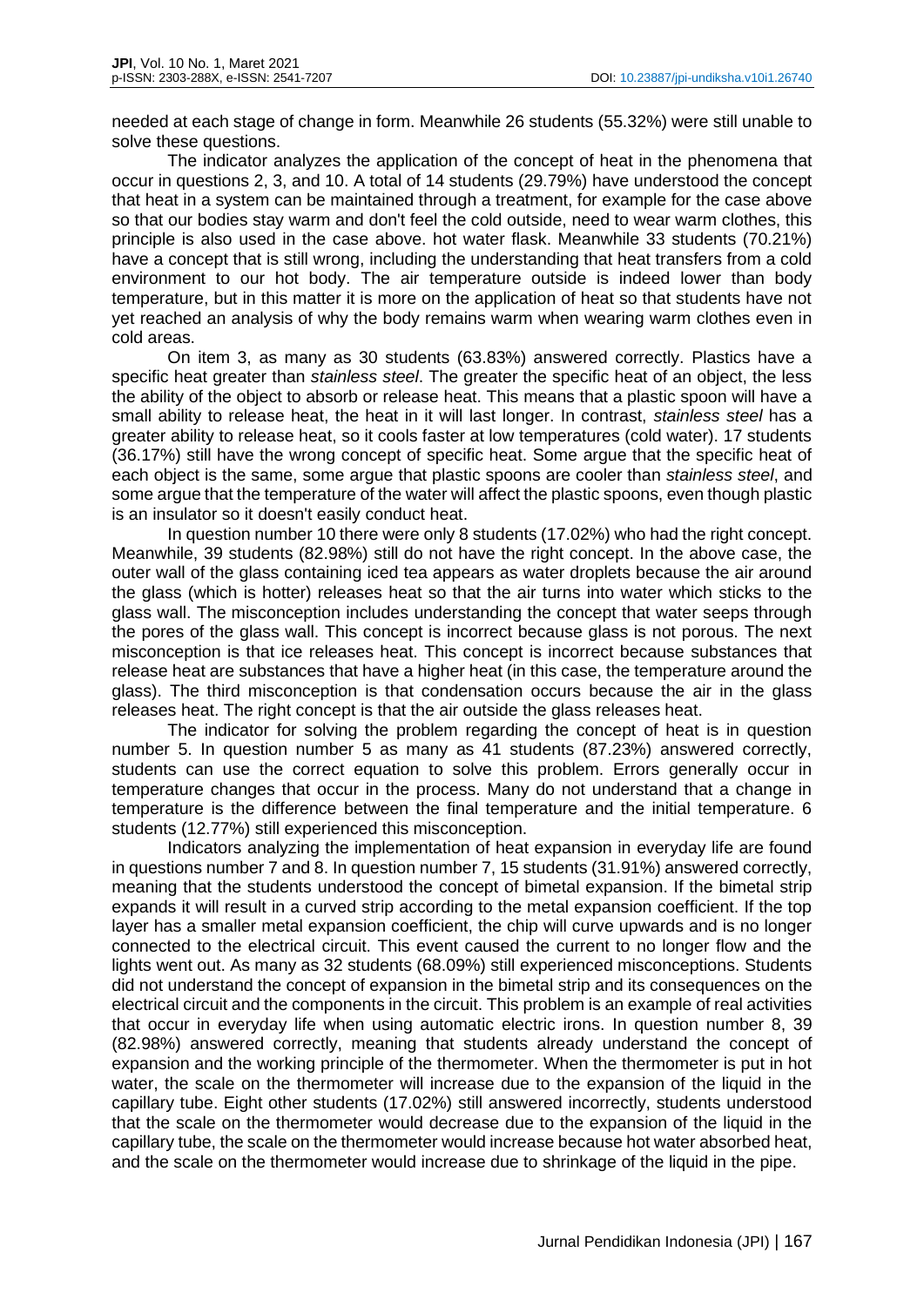needed at each stage of change in form. Meanwhile 26 students (55.32%) were still unable to solve these questions.

The indicator analyzes the application of the concept of heat in the phenomena that occur in questions 2, 3, and 10. A total of 14 students (29.79%) have understood the concept that heat in a system can be maintained through a treatment, for example for the case above so that our bodies stay warm and don't feel the cold outside, need to wear warm clothes, this principle is also used in the case above. hot water flask. Meanwhile 33 students (70.21%) have a concept that is still wrong, including the understanding that heat transfers from a cold environment to our hot body. The air temperature outside is indeed lower than body temperature, but in this matter it is more on the application of heat so that students have not yet reached an analysis of why the body remains warm when wearing warm clothes even in cold areas.

On item 3, as many as 30 students (63.83%) answered correctly. Plastics have a specific heat greater than *stainless steel*. The greater the specific heat of an object, the less the ability of the object to absorb or release heat. This means that a plastic spoon will have a small ability to release heat, the heat in it will last longer. In contrast, *stainless steel* has a greater ability to release heat, so it cools faster at low temperatures (cold water). 17 students (36.17%) still have the wrong concept of specific heat. Some argue that the specific heat of each object is the same, some argue that plastic spoons are cooler than *stainless steel*, and some argue that the temperature of the water will affect the plastic spoons, even though plastic is an insulator so it doesn't easily conduct heat.

In question number 10 there were only 8 students (17.02%) who had the right concept. Meanwhile, 39 students (82.98%) still do not have the right concept. In the above case, the outer wall of the glass containing iced tea appears as water droplets because the air around the glass (which is hotter) releases heat so that the air turns into water which sticks to the glass wall. The misconception includes understanding the concept that water seeps through the pores of the glass wall. This concept is incorrect because glass is not porous. The next misconception is that ice releases heat. This concept is incorrect because substances that release heat are substances that have a higher heat (in this case, the temperature around the glass). The third misconception is that condensation occurs because the air in the glass releases heat. The right concept is that the air outside the glass releases heat.

The indicator for solving the problem regarding the concept of heat is in question number 5. In question number 5 as many as 41 students (87.23%) answered correctly, students can use the correct equation to solve this problem. Errors generally occur in temperature changes that occur in the process. Many do not understand that a change in temperature is the difference between the final temperature and the initial temperature. 6 students (12.77%) still experienced this misconception.

Indicators analyzing the implementation of heat expansion in everyday life are found in questions number 7 and 8. In question number 7, 15 students (31.91%) answered correctly, meaning that the students understood the concept of bimetal expansion. If the bimetal strip expands it will result in a curved strip according to the metal expansion coefficient. If the top layer has a smaller metal expansion coefficient, the chip will curve upwards and is no longer connected to the electrical circuit. This event caused the current to no longer flow and the lights went out. As many as 32 students (68.09%) still experienced misconceptions. Students did not understand the concept of expansion in the bimetal strip and its consequences on the electrical circuit and the components in the circuit. This problem is an example of real activities that occur in everyday life when using automatic electric irons. In question number 8, 39 (82.98%) answered correctly, meaning that students already understand the concept of expansion and the working principle of the thermometer. When the thermometer is put in hot water, the scale on the thermometer will increase due to the expansion of the liquid in the capillary tube. Eight other students (17.02%) still answered incorrectly, students understood that the scale on the thermometer would decrease due to the expansion of the liquid in the capillary tube, the scale on the thermometer would increase because hot water absorbed heat, and the scale on the thermometer would increase due to shrinkage of the liquid in the pipe.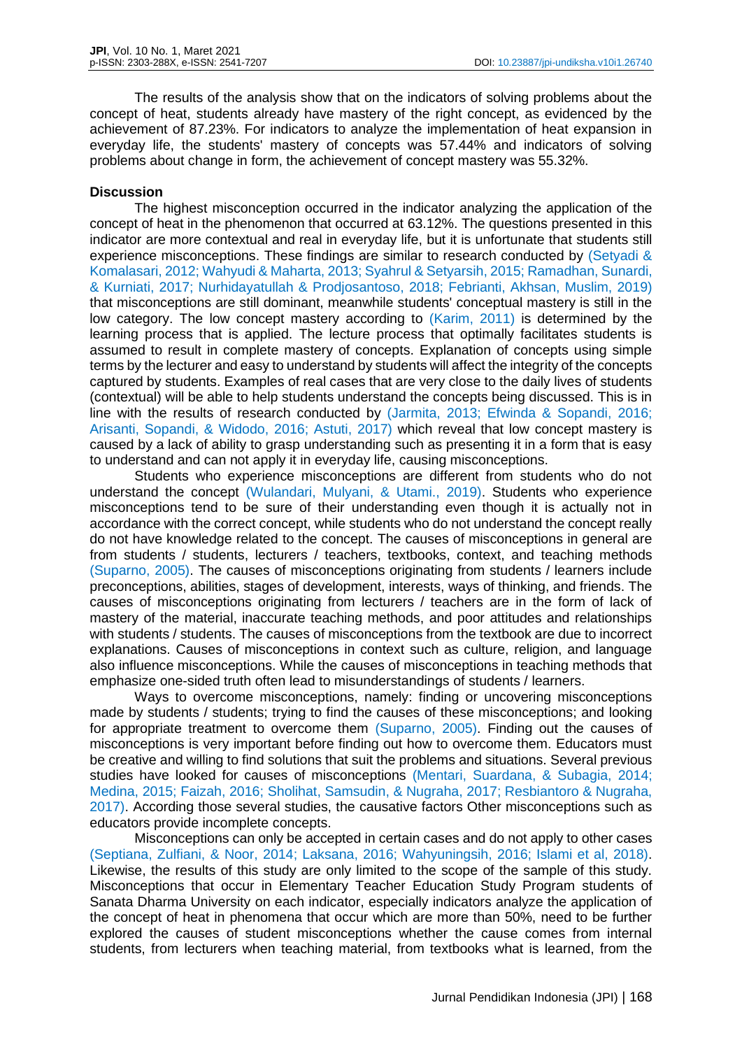The results of the analysis show that on the indicators of solving problems about the concept of heat, students already have mastery of the right concept, as evidenced by the achievement of 87.23%. For indicators to analyze the implementation of heat expansion in everyday life, the students' mastery of concepts was 57.44% and indicators of solving problems about change in form, the achievement of concept mastery was 55.32%.

### Discussion

The highest misconception occurred in the indicator analyzing the application of the concept of heat in the phenomenon that occurred at 63.12%. The questions presented in this indicator are more contextual and real in everyday life, but it is unfortunate that students still experience misconceptions. These findings are similar to research conducted by (Setyadi & Komalasari, 2012; Wahyudi & Maharta, 2013; Syahrul & Setyarsih, 2015; Ramadhan, Sunardi, & Kurniati, 2017; Nurhidayatullah & Prodjosantoso, 2018; Febrianti, Akhsan, Muslim, 2019) that misconceptions are still dominant, meanwhile students' conceptual mastery is still in the low category. The low concept mastery according to (Karim, 2011) is determined by the learning process that is applied. The lecture process that optimally facilitates students is assumed to result in complete mastery of concepts. Explanation of concepts using simple terms by the lecturer and easy to understand by students will affect the integrity of the concepts captured by students. Examples of real cases that are very close to the daily lives of students (contextual) will be able to help students understand the concepts being discussed. This is in line with the results of research conducted by (Jarmita, 2013; Efwinda & Sopandi, 2016; Arisanti, Sopandi, & Widodo, 2016; Astuti, 2017) which reveal that low concept mastery is caused by a lack of ability to grasp understanding such as presenting it in a form that is easy to understand and can not apply it in everyday life, causing misconceptions.

Students who experience misconceptions are different from students who do not understand the concept (Wulandari, Mulyani, & Utami., 2019). Students who experience misconceptions tend to be sure of their understanding even though it is actually not in accordance with the correct concept, while students who do not understand the concept really do not have knowledge related to the concept. The causes of misconceptions in general are from students / students, lecturers / teachers, textbooks, context, and teaching methods (Suparno, 2005). The causes of misconceptions originating from students / learners include preconceptions, abilities, stages of development, interests, ways of thinking, and friends. The causes of misconceptions originating from lecturers / teachers are in the form of lack of mastery of the material, inaccurate teaching methods, and poor attitudes and relationships with students / students. The causes of misconceptions from the textbook are due to incorrect explanations. Causes of misconceptions in context such as culture, religion, and language also influence misconceptions. While the causes of misconceptions in teaching methods that emphasize one-sided truth often lead to misunderstandings of students / learners.

Ways to overcome misconceptions, namely: finding or uncovering misconceptions made by students / students; trying to find the causes of these misconceptions; and looking for appropriate treatment to overcome them (Suparno, 2005). Finding out the causes of misconceptions is very important before finding out how to overcome them. Educators must be creative and willing to find solutions that suit the problems and situations. Several previous studies have looked for causes of misconceptions (Mentari, Suardana, & Subagia, 2014; Medina, 2015; Faizah, 2016; Sholihat, Samsudin, & Nugraha, 2017; Resbiantoro & Nugraha, 2017). According those several studies, the causative factors Other misconceptions such as educators provide incomplete concepts.

Misconceptions can only be accepted in certain cases and do not apply to other cases (Septiana, Zulfiani, & Noor, 2014; Laksana, 2016; Wahyuningsih, 2016; Islami et al, 2018). Likewise, the results of this study are only limited to the scope of the sample of this study. Misconceptions that occur in Elementary Teacher Education Study Program students of Sanata Dharma University on each indicator, especially indicators analyze the application of the concept of heat in phenomena that occur which are more than 50%, need to be further explored the causes of student misconceptions whether the cause comes from internal students, from lecturers when teaching material, from textbooks what is learned, from the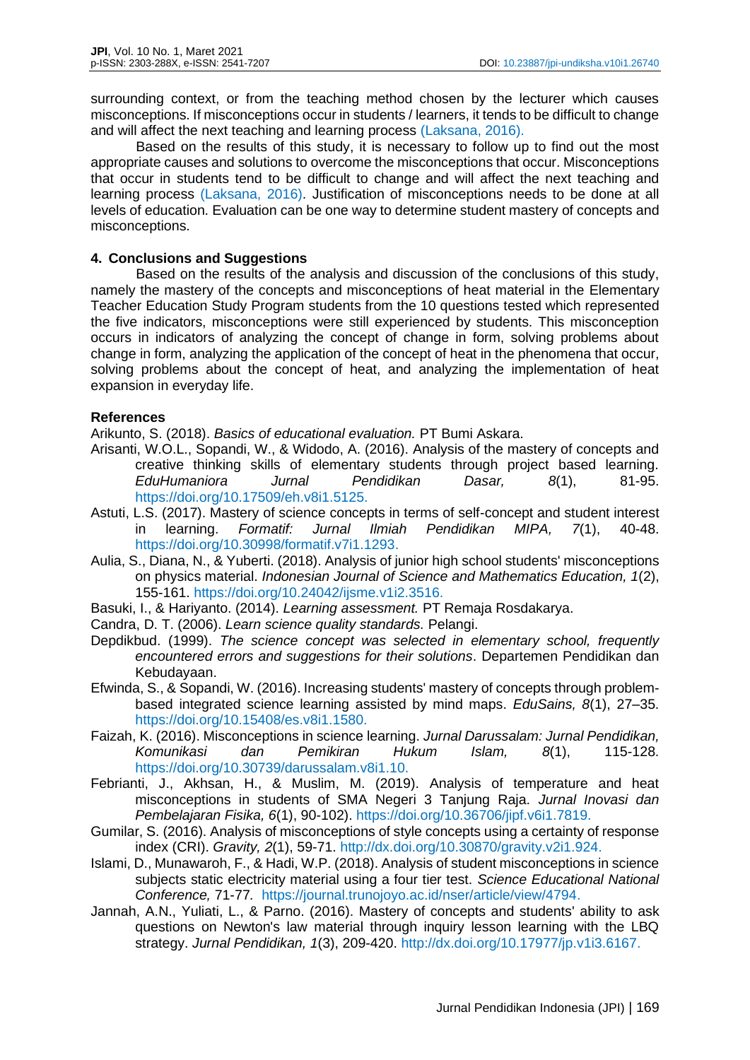surrounding context, or from the teaching method chosen by the lecturer which causes misconceptions. If misconceptions occur in students / learners, it tends to be difficult to change and will affect the next teaching and learning process (Laksana, 2016).

Based on the results of this study, it is necessary to follow up to find out the most appropriate causes and solutions to overcome the misconceptions that occur. Misconceptions that occur in students tend to be difficult to change and will affect the next teaching and learning process (Laksana, 2016). Justification of misconceptions needs to be done at all levels of education. Evaluation can be one way to determine student mastery of concepts and misconceptions.

## 4. Conclusions and Suggestions

Based on the results of the analysis and discussion of the conclusions of this study, namely the mastery of the concepts and misconceptions of heat material in the Elementary Teacher Education Study Program students from the 10 questions tested which represented the five indicators, misconceptions were still experienced by students. This misconception occurs in indicators of analyzing the concept of change in form, solving problems about change in form, analyzing the application of the concept of heat in the phenomena that occur, solving problems about the concept of heat, and analyzing the implementation of heat expansion in everyday life.

## References

Arikunto, S. (2018). *Basics of educational evaluation.* PT Bumi Askara.

Arisanti, W.O.L., Sopandi, W., & Widodo, A. (2016). Analysis of the mastery of concepts and creative thinking skills of elementary students through project based learning. *EduHumaniora Jurnal Pendidikan Dasar, 8*(1), 81-95. https://doi.org/10.17509/eh.v8i1.5125.

Astuti, L.S. (2017). Mastery of science concepts in terms of self-concept and student interest in learning. *Formatif: Jurnal Ilmiah Pendidikan MIPA, 7*(1), 40-48. https://doi.org/10.30998/formatif.v7i1.1293.

Aulia, S., Diana, N., & Yuberti. (2018). Analysis of junior high school students' misconceptions on physics material. *Indonesian Journal of Science and Mathematics Education, 1*(2), 155-161. https://doi.org/10.24042/ijsme.v1i2.3516.

Basuki, I., & Hariyanto. (2014). *Learning assessment.* PT Remaja Rosdakarya.

Candra, D. T. (2006). *Learn science quality standards.* Pelangi.

Depdikbud. (1999). *The science concept was selected in elementary school, frequently encountered errors and suggestions for their solutions*. Departemen Pendidikan dan Kebudayaan.

Efwinda, S., & Sopandi, W. (2016). Increasing students' mastery of concepts through problem-based integrated science learning assisted by mind maps. *EduSains, 8*(1), 27–35. https://doi.org/10.15408/es.v8i1.1580.

Faizah, K. (2016). Misconceptions in science learning. *Jurnal Darussalam: Jurnal Pendidikan, Komunikasi dan Pemikiran Hukum Islam, 8*(1), 115-128. https://doi.org/10.30739/darussalam.v8i1.10.

Febrianti, J., Akhsan, H., & Muslim, M. (2019). Analysis of temperature and heat misconceptions in students of SMA Negeri 3 Tanjung Raja. *Jurnal Inovasi dan Pembelajaran Fisika, 6*(1), 90-102). https://doi.org/10.36706/jipf.v6i1.7819.

Gumilar, S. (2016). Analysis of misconceptions of style concepts using a certainty of response index (CRI). *Gravity, 2*(1), 59-71. http://dx.doi.org/10.30870/gravity.v2i1.924.

Islami, D., Munawaroh, F., & Hadi, W.P. (2018). Analysis of student misconceptions in science subjects static electricity material using a four tier test. *Science Educational National Conference,* 71-77. https://journal.trunojoyo.ac.id/nser/article/view/4794.

Jannah, A.N., Yuliati, L., & Parno. (2016). Mastery of concepts and students' ability to ask questions on Newton's law material through inquiry lesson learning with the LBQ strategy. *Jurnal Pendidikan, 1*(3), 209-420. http://dx.doi.org/10.17977/jp.v1i3.6167.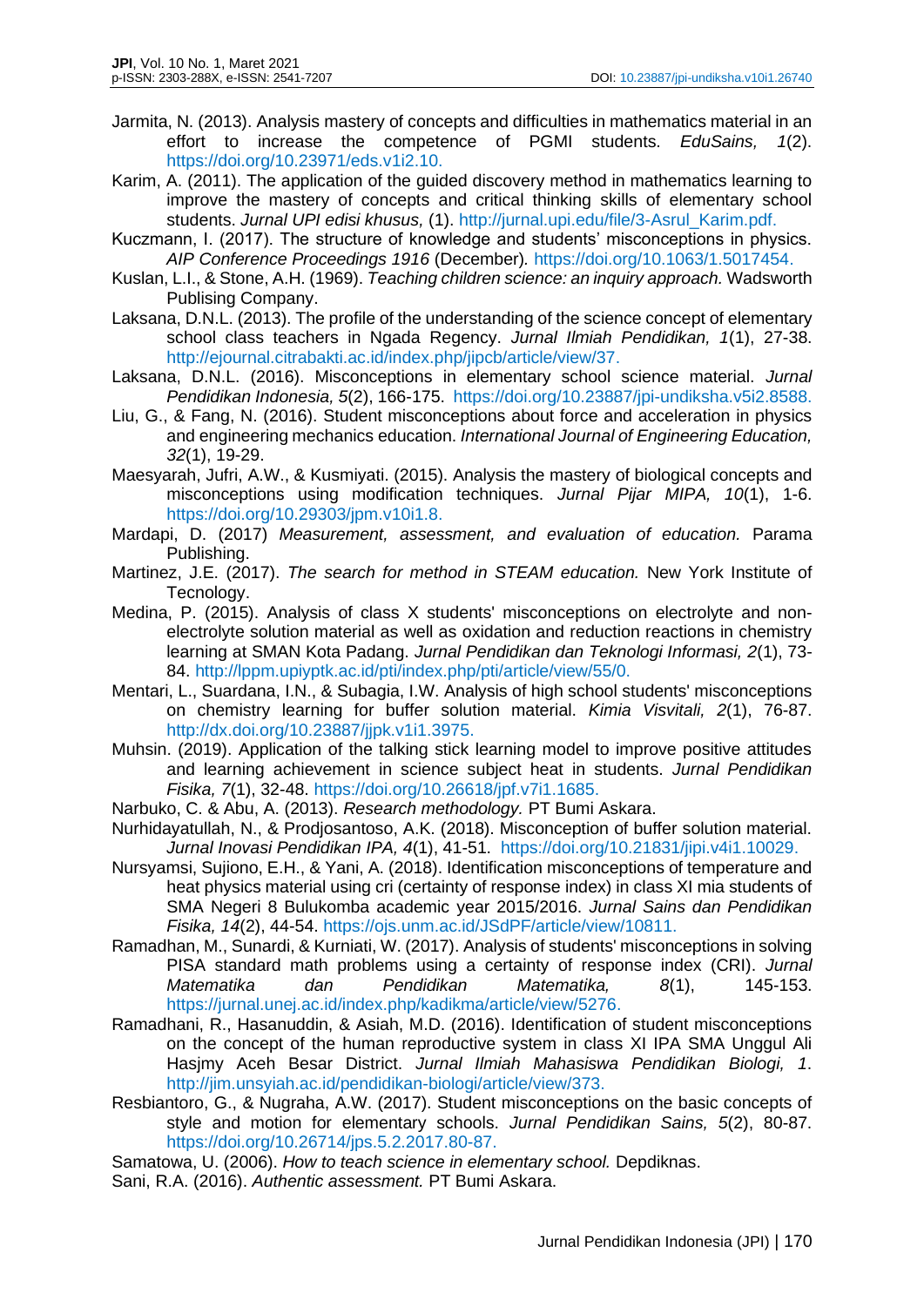Jarmita, N. (2013). Analysis mastery of concepts and difficulties in mathematics material in an effort to increase the competence of PGMI students. *EduSains, 1*(2). https://doi.org/10.23971/eds.v1i2.10.

Karim, A. (2011). The application of the guided discovery method in mathematics learning to improve the mastery of concepts and critical thinking skills of elementary school students. *Jurnal UPI edisi khusus,* (1). http://jurnal.upi.edu/file/3-Asrul_Karim.pdf.

Kuczmann, I. (2017). The structure of knowledge and students' misconceptions in physics. *AIP Conference Proceedings 1916* (December)*.* https://doi.org/10.1063/1.5017454.

Kuslan, L.I., & Stone, A.H. (1969). *Teaching children science: an inquiry approach.* Wadsworth Publising Company.

Laksana, D.N.L. (2013). The profile of the understanding of the science concept of elementary school class teachers in Ngada Regency. *Jurnal Ilmiah Pendidikan, 1*(1), 27-38. http://ejournal.citrabakti.ac.id/index.php/jipcb/article/view/37.

Laksana, D.N.L. (2016). Misconceptions in elementary school science material. *Jurnal Pendidikan Indonesia, 5*(2), 166-175. https://doi.org/10.23887/jpi-undiksha.v5i2.8588.

Liu, G., & Fang, N. (2016). Student misconceptions about force and acceleration in physics and engineering mechanics education. *International Journal of Engineering Education, 32*(1), 19-29.

Maesyarah, Jufri, A.W., & Kusmiyati. (2015). Analysis the mastery of biological concepts and misconceptions using modification techniques. *Jurnal Pijar MIPA, 10*(1), 1-6. https://doi.org/10.29303/jpm.v10i1.8.

Mardapi, D. (2017) *Measurement, assessment, and evaluation of education.* Parama Publishing.

Martinez, J.E. (2017). *The search for method in STEAM education.* New York Institute of Tecnology.

Medina, P. (2015). Analysis of class X students' misconceptions on electrolyte and non-electrolyte solution material as well as oxidation and reduction reactions in chemistry learning at SMAN Kota Padang. *Jurnal Pendidikan dan Teknologi Informasi, 2*(1), 73-84. http://lppm.upiyptk.ac.id/pti/index.php/pti/article/view/55/0.

Mentari, L., Suardana, I.N., & Subagia, I.W. Analysis of high school students' misconceptions on chemistry learning for buffer solution material. *Kimia Visvitali, 2*(1), 76-87. http://dx.doi.org/10.23887/jjpk.v1i1.3975.

Muhsin. (2019). Application of the talking stick learning model to improve positive attitudes and learning achievement in science subject heat in students. *Jurnal Pendidikan Fisika, 7*(1), 32-48. https://doi.org/10.26618/jpf.v7i1.1685.

Narbuko, C. & Abu, A. (2013). *Research methodology.* PT Bumi Askara.

Nurhidayatullah, N., & Prodjosantoso, A.K. (2018). Misconception of buffer solution material. *Jurnal Inovasi Pendidikan IPA, 4*(1), 41-51. https://doi.org/10.21831/jipi.v4i1.10029.

Nursyamsi, Sujiono, E.H., & Yani, A. (2018). Identification misconceptions of temperature and heat physics material using cri (certainty of response index) in class XI mia students of SMA Negeri 8 Bulukomba academic year 2015/2016. *Jurnal Sains dan Pendidikan Fisika, 14*(2), 44-54. https://ojs.unm.ac.id/JSdPF/article/view/10811.

Ramadhan, M., Sunardi, & Kurniati, W. (2017). Analysis of students' misconceptions in solving PISA standard math problems using a certainty of response index (CRI). *Jurnal Matematika dan Pendidikan Matematika, 8*(1), 145-153. https://jurnal.unej.ac.id/index.php/kadikma/article/view/5276.

Ramadhani, R., Hasanuddin, & Asiah, M.D. (2016). Identification of student misconceptions on the concept of the human reproductive system in class XI IPA SMA Unggul Ali Hasjmy Aceh Besar District. *Jurnal Ilmiah Mahasiswa Pendidikan Biologi, 1*. http://jim.unsyiah.ac.id/pendidikan-biologi/article/view/373.

Resbiantoro, G., & Nugraha, A.W. (2017). Student misconceptions on the basic concepts of style and motion for elementary schools. *Jurnal Pendidikan Sains, 5*(2), 80-87. https://doi.org/10.26714/jps.5.2.2017.80-87.

Samatowa, U. (2006). *How to teach science in elementary school.* Depdiknas.

Sani, R.A. (2016). *Authentic assessment.* PT Bumi Askara.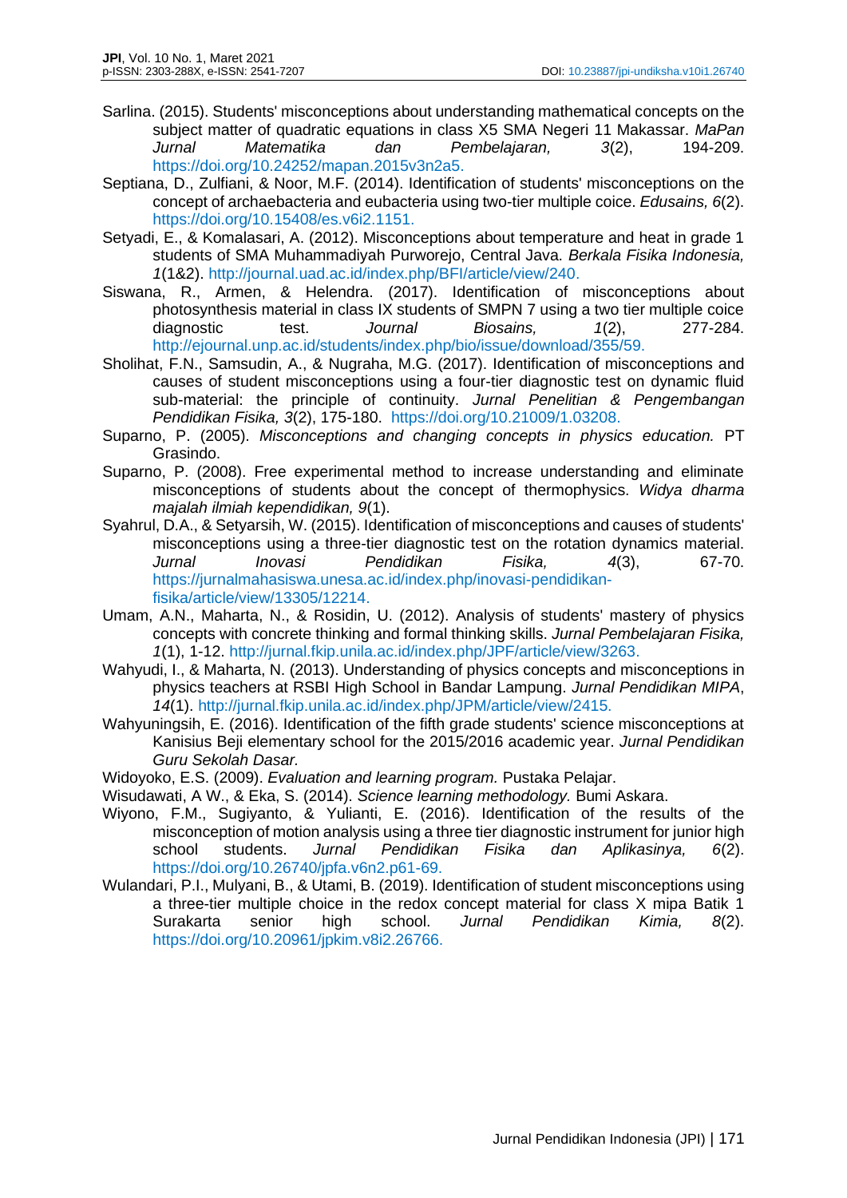Sarlina. (2015). Students' misconceptions about understanding mathematical concepts on the subject matter of quadratic equations in class X5 SMA Negeri 11 Makassar. *MaPan Jurnal Matematika dan Pembelajaran, 3*(2), 194-209. https://doi.org/10.24252/mapan.2015v3n2a5.

Septiana, D., Zulfiani, & Noor, M.F. (2014). Identification of students' misconceptions on the concept of archaebacteria and eubacteria using two-tier multiple coice. *Edusains, 6*(2). https://doi.org/10.15408/es.v6i2.1151.

Setyadi, E., & Komalasari, A. (2012). Misconceptions about temperature and heat in grade 1 students of SMA Muhammadiyah Purworejo, Central Java. *Berkala Fisika Indonesia, 1*(1&2). http://journal.uad.ac.id/index.php/BFI/article/view/240.

Siswana, R., Armen, & Helendra. (2017). Identification of misconceptions about photosynthesis material in class IX students of SMPN 7 using a two tier multiple coice diagnostic test. *Journal Biosains, 1*(2), 277-284. http://ejournal.unp.ac.id/students/index.php/bio/issue/download/355/59.

Sholihat, F.N., Samsudin, A., & Nugraha, M.G. (2017). Identification of misconceptions and causes of student misconceptions using a four-tier diagnostic test on dynamic fluid sub-material: the principle of continuity. *Jurnal Penelitian & Pengembangan Pendidikan Fisika, 3*(2), 175-180. https://doi.org/10.21009/1.03208.

Suparno, P. (2005). *Misconceptions and changing concepts in physics education.* PT Grasindo.

Suparno, P. (2008). Free experimental method to increase understanding and eliminate misconceptions of students about the concept of thermophysics. *Widya dharma majalah ilmiah kependidikan, 9*(1).

Syahrul, D.A., & Setyarsih, W. (2015). Identification of misconceptions and causes of students' misconceptions using a three-tier diagnostic test on the rotation dynamics material. *Jurnal Inovasi Pendidikan Fisika, 4*(3), 67-70. https://jurnalmahasiswa.unesa.ac.id/index.php/inovasi-pendidikan-fisika/article/view/13305/12214.

Umam, A.N., Maharta, N., & Rosidin, U. (2012). Analysis of students' mastery of physics concepts with concrete thinking and formal thinking skills. *Jurnal Pembelajaran Fisika, 1*(1), 1-12. http://jurnal.fkip.unila.ac.id/index.php/JPF/article/view/3263.

Wahyudi, I., & Maharta, N. (2013). Understanding of physics concepts and misconceptions in physics teachers at RSBI High School in Bandar Lampung. *Jurnal Pendidikan MIPA*, *14*(1). http://jurnal.fkip.unila.ac.id/index.php/JPM/article/view/2415.

Wahyuningsih, E. (2016). Identification of the fifth grade students' science misconceptions at Kanisius Beji elementary school for the 2015/2016 academic year. *Jurnal Pendidikan Guru Sekolah Dasar.*

Widoyoko, E.S. (2009). *Evaluation and learning program.* Pustaka Pelajar.

Wisudawati, A W., & Eka, S. (2014). *Science learning methodology.* Bumi Askara.

Wiyono, F.M., Sugiyanto, & Yulianti, E. (2016). Identification of the results of the misconception of motion analysis using a three tier diagnostic instrument for junior high school students. *Jurnal Pendidikan Fisika dan Aplikasinya, 6*(2). https://doi.org/10.26740/jpfa.v6n2.p61-69.

Wulandari, P.I., Mulyani, B., & Utami, B. (2019). Identification of student misconceptions using a three-tier multiple choice in the redox concept material for class X mipa Batik 1 Surakarta senior high school. *Jurnal Pendidikan Kimia, 8*(2). https://doi.org/10.20961/jpkim.v8i2.26766.